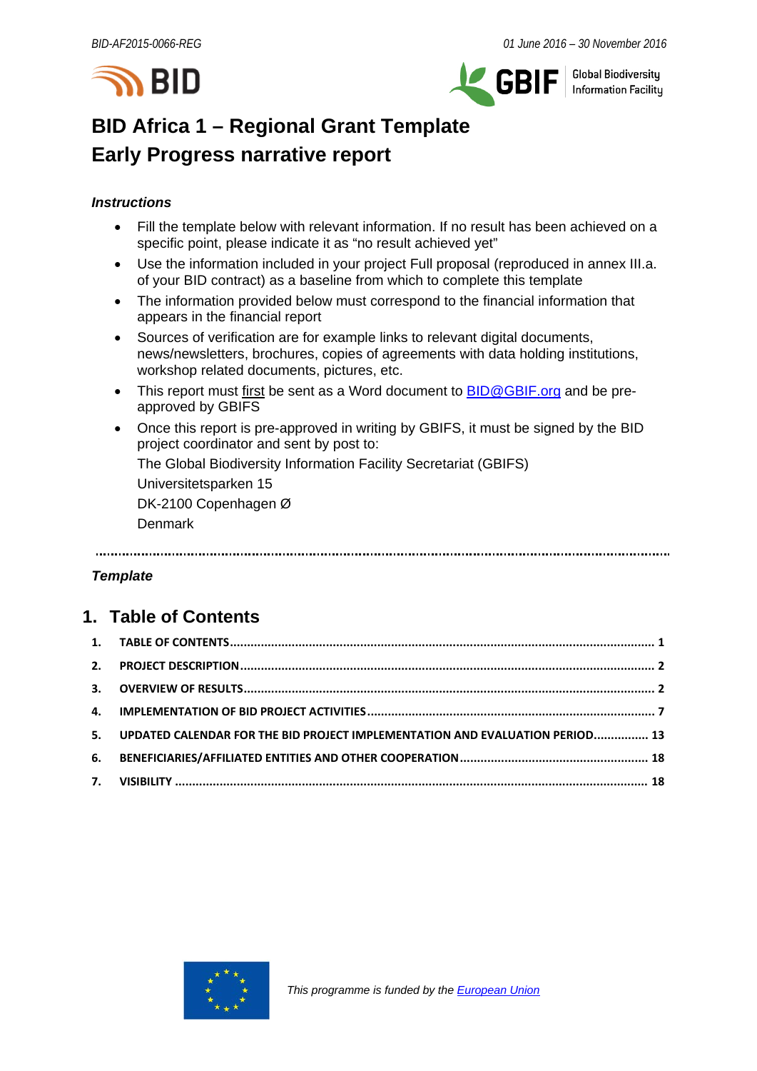# BID Africa 1 – Regional Grant Template
# Early Progress narrative report

***Instructions***

- Fill the template below with relevant information. If no result has been achieved on a specific point, please indicate it as "no result achieved yet"
- Use the information included in your project Full proposal (reproduced in annex III.a. of your BID contract) as a baseline from which to complete this template
- The information provided below must correspond to the financial information that appears in the financial report
- Sources of verification are for example links to relevant digital documents, news/newsletters, brochures, copies of agreements with data holding institutions, workshop related documents, pictures, etc.
- This report must <u>first</u> be sent as a Word document to BID@GBIF.org and be pre-approved by GBIFS
- Once this report is pre-approved in writing by GBIFS, it must be signed by the BID project coordinator and sent by post to:

  The Global Biodiversity Information Facility Secretariat (GBIFS)

  Universitetsparken 15

  DK-2100 Copenhagen Ø

  Denmark

---

***Template***

## 1. Table of Contents

1. TABLE OF CONTENTS ........ 1
2. PROJECT DESCRIPTION ........ 2
3. OVERVIEW OF RESULTS ........ 2
4. IMPLEMENTATION OF BID PROJECT ACTIVITIES ........ 7
5. UPDATED CALENDAR FOR THE BID PROJECT IMPLEMENTATION AND EVALUATION PERIOD ........ 13
6. BENEFICIARIES/AFFILIATED ENTITIES AND OTHER COOPERATION ........ 18
7. VISIBILITY ........ 18

*This programme is funded by the European Union*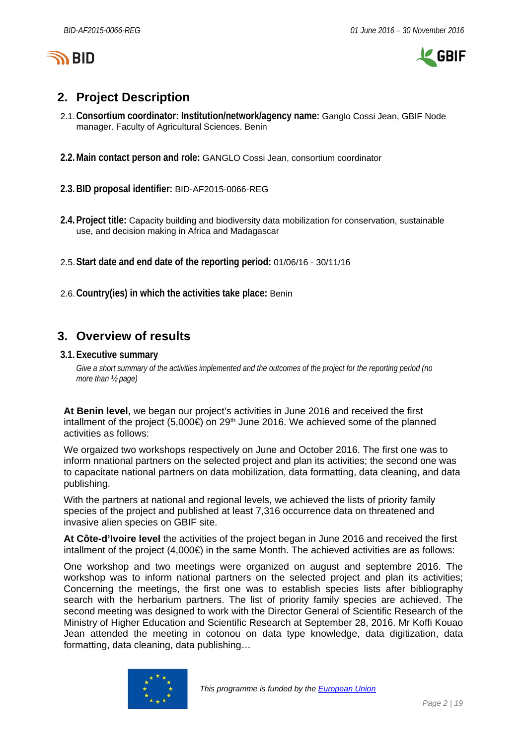## 2. Project Description

2.1. **Consortium coordinator: Institution/network/agency name:** Ganglo Cossi Jean, GBIF Node manager. Faculty of Agricultural Sciences. Benin

2.2. **Main contact person and role:** GANGLO Cossi Jean, consortium coordinator

2.3. **BID proposal identifier:** BID-AF2015-0066-REG

2.4. **Project title:** Capacity building and biodiversity data mobilization for conservation, sustainable use, and decision making in Africa and Madagascar

2.5. **Start date and end date of the reporting period:** 01/06/16 - 30/11/16

2.6. **Country(ies) in which the activities take place:** Benin

## 3. Overview of results

### 3.1. Executive summary

*Give a short summary of the activities implemented and the outcomes of the project for the reporting period (no more than ½ page)*

**At Benin level**, we began our project's activities in June 2016 and received the first intallment of the project (5,000€) on 29th June 2016. We achieved some of the planned activities as follows:

We orgaized two workshops respectively on June and October 2016. The first one was to inform nnational partners on the selected project and plan its activities; the second one was to capacitate national partners on data mobilization, data formatting, data cleaning, and data publishing.

With the partners at national and regional levels, we achieved the lists of priority family species of the project and published at least 7,316 occurrence data on threatened and invasive alien species on GBIF site.

**At Côte-d'Ivoire level** the activities of the project began in June 2016 and received the first intallment of the project (4,000€) in the same Month. The achieved activities are as follows:

One workshop and two meetings were organized on august and septembre 2016. The workshop was to inform national partners on the selected project and plan its activities; Concerning the meetings, the first one was to establish species lists after bibliography search with the herbarium partners. The list of priority family species are achieved. The second meeting was designed to work with the Director General of Scientific Research of the Ministry of Higher Education and Scientific Research at September 28, 2016. Mr Koffi Kouao Jean attended the meeting in cotonou on data type knowledge, data digitization, data formatting, data cleaning, data publishing…

*This programme is funded by the European Union*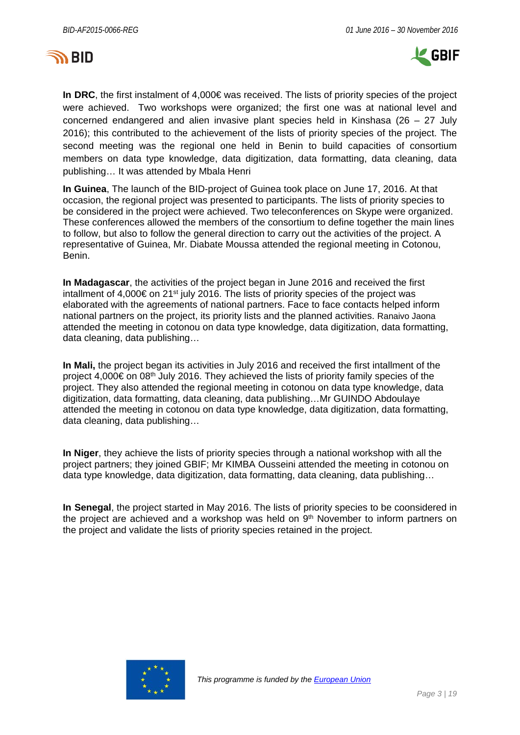**In DRC**, the first instalment of 4,000€ was received. The lists of priority species of the project were achieved. Two workshops were organized; the first one was at national level and concerned endangered and alien invasive plant species held in Kinshasa (26 – 27 July 2016); this contributed to the achievement of the lists of priority species of the project. The second meeting was the regional one held in Benin to build capacities of consortium members on data type knowledge, data digitization, data formatting, data cleaning, data publishing… It was attended by Mbala Henri

**In Guinea**, The launch of the BID-project of Guinea took place on June 17, 2016. At that occasion, the regional project was presented to participants. The lists of priority species to be considered in the project were achieved. Two teleconferences on Skype were organized. These conferences allowed the members of the consortium to define together the main lines to follow, but also to follow the general direction to carry out the activities of the project. A representative of Guinea, Mr. Diabate Moussa attended the regional meeting in Cotonou, Benin.

**In Madagascar**, the activities of the project began in June 2016 and received the first intallment of 4,000€ on 21st july 2016. The lists of priority species of the project was elaborated with the agreements of national partners. Face to face contacts helped inform national partners on the project, its priority lists and the planned activities. Ranaivo Jaona attended the meeting in cotonou on data type knowledge, data digitization, data formatting, data cleaning, data publishing…

**In Mali,** the project began its activities in July 2016 and received the first intallment of the project 4,000€ on 08th July 2016. They achieved the lists of priority family species of the project. They also attended the regional meeting in cotonou on data type knowledge, data digitization, data formatting, data cleaning, data publishing…Mr GUINDO Abdoulaye attended the meeting in cotonou on data type knowledge, data digitization, data formatting, data cleaning, data publishing…

**In Niger**, they achieve the lists of priority species through a national workshop with all the project partners; they joined GBIF; Mr KIMBA Ousseini attended the meeting in cotonou on data type knowledge, data digitization, data formatting, data cleaning, data publishing…

**In Senegal**, the project started in May 2016. The lists of priority species to be coonsidered in the project are achieved and a workshop was held on 9th November to inform partners on the project and validate the lists of priority species retained in the project.

*This programme is funded by the European Union*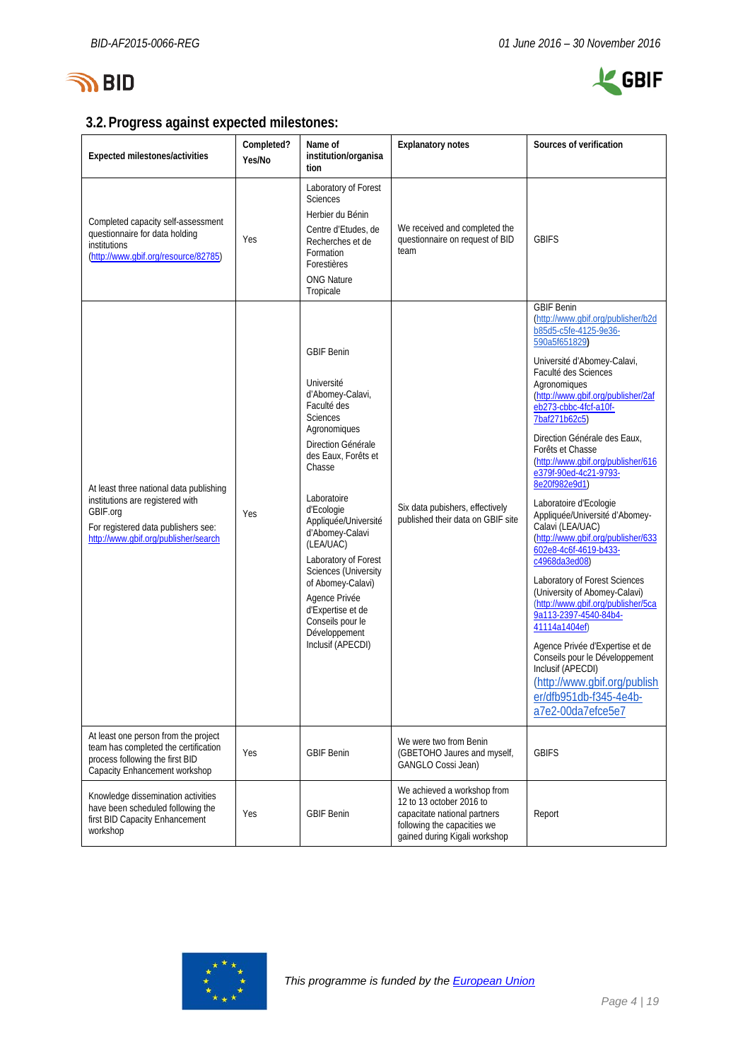## 3.2. Progress against expected milestones:

| Expected milestones/activities | Completed? Yes/No | Name of institution/organisation | Explanatory notes | Sources of verification |
|---|---|---|---|---|
| Completed capacity self-assessment questionnaire for data holding institutions (http://www.gbif.org/resource/82785) | Yes | Laboratory of Forest Sciences<br>Herbier du Bénin<br>Centre d'Etudes, de Recherches et de Formation Forestières<br>ONG Nature Tropicale | We received and completed the questionnaire on request of BID team | GBIFS |
| At least three national data publishing institutions are registered with GBIF.org<br>For registered data publishers see: http://www.gbif.org/publisher/search | Yes | GBIF Benin<br>Université d'Abomey-Calavi, Faculté des Sciences Agronomiques<br>Direction Générale des Eaux, Forêts et Chasse<br>Laboratoire d'Ecologie Appliquée/Université d'Abomey-Calavi (LEA/UAC)<br>Laboratory of Forest Sciences (University of Abomey-Calavi)<br>Agence Privée d'Expertise et de Conseils pour le Développement Inclusif (APECDI) | Six data pubishers, effectively published their data on GBIF site | GBIF Benin (http://www.gbif.org/publisher/b2db85d5-c5fe-4125-9e36-590a5f651829)<br>Université d'Abomey-Calavi, Faculté des Sciences Agronomiques (http://www.gbif.org/publisher/2afeb273-cbbc-4fcf-a10f-7baf271b62c5)<br>Direction Générale des Eaux, Forêts et Chasse (http://www.gbif.org/publisher/616e379f-90ed-4c21-9793-8e20f982e9d1)<br>Laboratoire d'Ecologie Appliquée/Université d'Abomey-Calavi (LEA/UAC) (http://www.gbif.org/publisher/633602e8-4c6f-4619-b433-c4968da3ed08)<br>Laboratory of Forest Sciences (University of Abomey-Calavi) (http://www.gbif.org/publisher/5ca9a113-2397-4540-84b4-41114a1404ef)<br>Agence Privée d'Expertise et de Conseils pour le Développement Inclusif (APECDI) (http://www.gbif.org/publisher/dfb951db-f345-4e4b-a7e2-00da7efce5e7) |
| At least one person from the project team has completed the certification process following the first BID Capacity Enhancement workshop | Yes | GBIF Benin | We were two from Benin (GBETOHO Jaures and myself, GANGLO Cossi Jean) | GBIFS |
| Knowledge dissemination activities have been scheduled following the first BID Capacity Enhancement workshop | Yes | GBIF Benin | We achieved a workshop from 12 to 13 october 2016 to capacitate national partners following the capacities we gained during Kigali workshop | Report |

*This programme is funded by the European Union*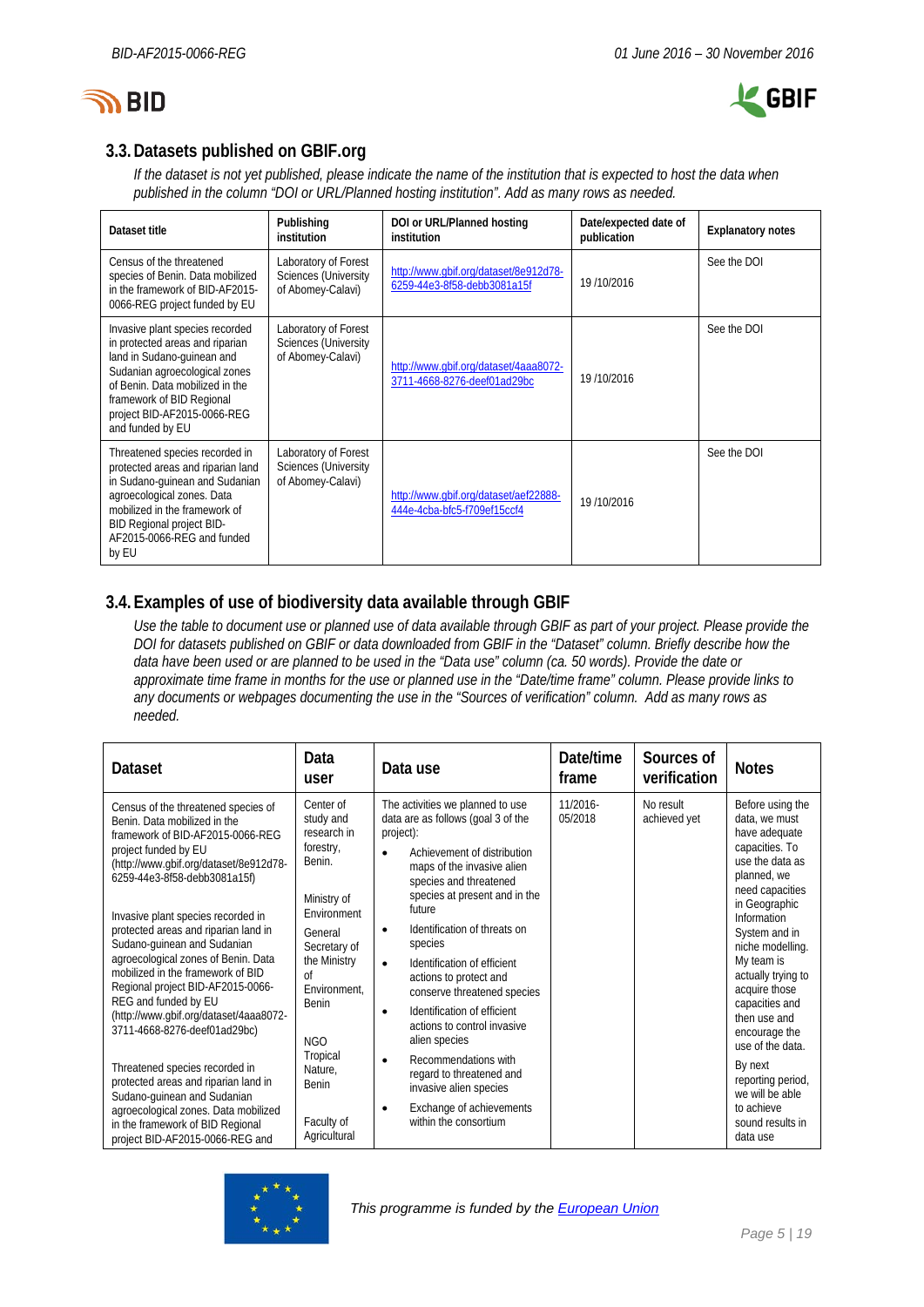## 3.3. Datasets published on GBIF.org

*If the dataset is not yet published, please indicate the name of the institution that is expected to host the data when published in the column "DOI or URL/Planned hosting institution". Add as many rows as needed.*

| Dataset title | Publishing institution | DOI or URL/Planned hosting institution | Date/expected date of publication | Explanatory notes |
|---|---|---|---|---|
| Census of the threatened species of Benin. Data mobilized in the framework of BID-AF2015-0066-REG project funded by EU | Laboratory of Forest Sciences (University of Abomey-Calavi) | [http://www.gbif.org/dataset/8e912d78-6259-44e3-8f58-debb3081a15f](http://www.gbif.org/dataset/8e912d78-6259-44e3-8f58-debb3081a15f) | 19 /10/2016 | See the DOI |
| Invasive plant species recorded in protected areas and riparian land in Sudano-guinean and Sudanian agroecological zones of Benin. Data mobilized in the framework of BID Regional project BID-AF2015-0066-REG and funded by EU | Laboratory of Forest Sciences (University of Abomey-Calavi) | [http://www.gbif.org/dataset/4aaa8072-3711-4668-8276-deef01ad29bc](http://www.gbif.org/dataset/4aaa8072-3711-4668-8276-deef01ad29bc) | 19 /10/2016 | See the DOI |
| Threatened species recorded in protected areas and riparian land in Sudano-guinean and Sudanian agroecological zones. Data mobilized in the framework of BID Regional project BID-AF2015-0066-REG and funded by EU | Laboratory of Forest Sciences (University of Abomey-Calavi) | [http://www.gbif.org/dataset/aef22888-444e-4cba-bfc5-f709ef15ccf4](http://www.gbif.org/dataset/aef22888-444e-4cba-bfc5-f709ef15ccf4) | 19 /10/2016 | See the DOI |

## 3.4. Examples of use of biodiversity data available through GBIF

*Use the table to document use or planned use of data available through GBIF as part of your project. Please provide the DOI for datasets published on GBIF or data downloaded from GBIF in the "Dataset" column. Briefly describe how the data have been used or are planned to be used in the "Data use" column (ca. 50 words). Provide the date or approximate time frame in months for the use or planned use in the "Date/time frame" column. Please provide links to any documents or webpages documenting the use in the "Sources of verification" column. Add as many rows as needed.*

| Dataset | Data user | Data use | Date/time frame | Sources of verification | Notes |
|---|---|---|---|---|---|
| Census of the threatened species of Benin. Data mobilized in the framework of BID-AF2015-0066-REG project funded by EU (http://www.gbif.org/dataset/8e912d78-6259-44e3-8f58-debb3081a15f)<br><br>Invasive plant species recorded in protected areas and riparian land in Sudano-guinean and Sudanian agroecological zones of Benin. Data mobilized in the framework of BID Regional project BID-AF2015-0066-REG and funded by EU (http://www.gbif.org/dataset/4aaa8072-3711-4668-8276-deef01ad29bc)<br><br>Threatened species recorded in protected areas and riparian land in Sudano-guinean and Sudanian agroecological zones. Data mobilized in the framework of BID Regional project BID-AF2015-0066-REG and | Center of study and research in forestry, Benin.<br><br>Ministry of Environment<br><br>General Secretary of the Ministry of Environment, Benin<br><br>NGO Tropical Nature, Benin<br><br>Faculty of Agricultural | The activities we planned to use data are as follows (goal 3 of the project):<br>• Achievement of distribution maps of the invasive alien species and threatened species at present and in the future<br>• Identification of threats on species<br>• Identification of efficient actions to protect and conserve threatened species<br>• Identification of efficient actions to control invasive alien species<br>• Recommendations with regard to threatened and invasive alien species<br>• Exchange of achievements within the consortium | 11/2016-05/2018 | No result achieved yet | Before using the data, we must have adequate capacities. To use the data as planned, we need capacities in Geographic Information System and in niche modelling. My team is actually trying to acquire those capacities and then use and encourage the use of the data.<br><br>By next reporting period, we will be able to achieve sound results in data use |

*This programme is funded by the [European Union](#)*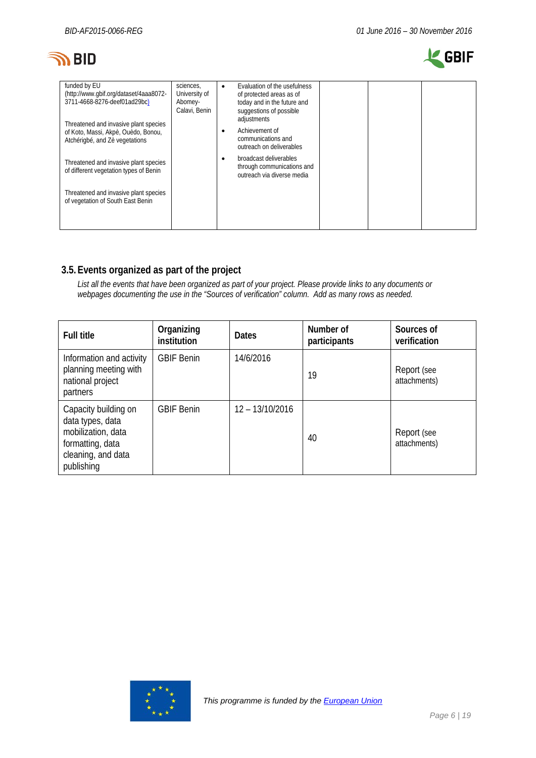| funded by EU (http://www.gbif.org/dataset/4aaa8072-3711-4668-8276-deef01ad29bc)<br><br>Threatened and invasive plant species of Koto, Massi, Akpè, Ouèdo, Bonou, Atchérigbé, and Zè vegetations<br><br>Threatened and invasive plant species of different vegetation types of Benin<br><br>Threatened and invasive plant species of vegetation of South East Benin | sciences, University of Abomey-Calavi, Benin | • Evaluation of the usefulness of protected areas as of today and in the future and suggestions of possible adjustments<br>• Achievement of communications and outreach on deliverables<br>• broadcast deliverables through communications and outreach via diverse media | | | |
|---|---|---|---|---|---|

## 3.5. Events organized as part of the project

*List all the events that have been organized as part of your project. Please provide links to any documents or webpages documenting the use in the "Sources of verification" column. Add as many rows as needed.*

| Full title | Organizing institution | Dates | Number of participants | Sources of verification |
|---|---|---|---|---|
| Information and activity planning meeting with national project partners | GBIF Benin | 14/6/2016 | 19 | Report (see attachments) |
| Capacity building on data types, data mobilization, data formatting, data cleaning, and data publishing | GBIF Benin | 12 – 13/10/2016 | 40 | Report (see attachments) |

*This programme is funded by the European Union*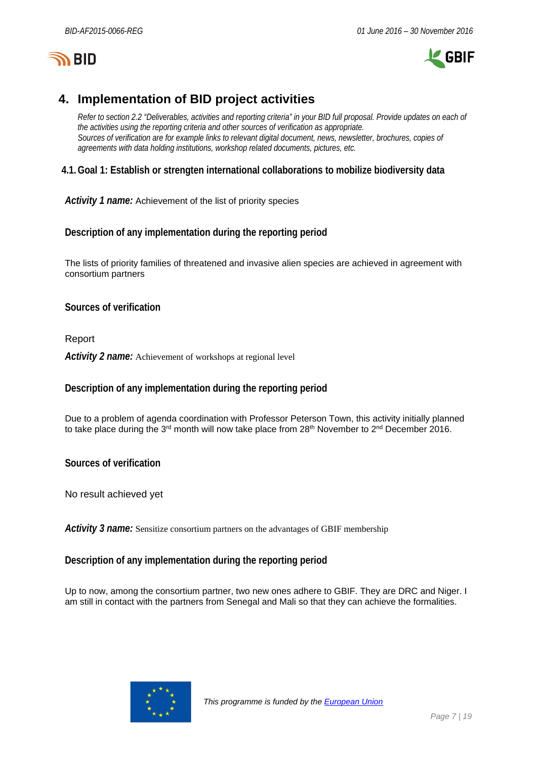## 4. Implementation of BID project activities

*Refer to section 2.2 "Deliverables, activities and reporting criteria" in your BID full proposal. Provide updates on each of the activities using the reporting criteria and other sources of verification as appropriate.*
*Sources of verification are for example links to relevant digital document, news, newsletter, brochures, copies of agreements with data holding institutions, workshop related documents, pictures, etc.*

### 4.1. Goal 1: Establish or strengten international collaborations to mobilize biodiversity data

***Activity 1 name:*** Achievement of the list of priority species

**Description of any implementation during the reporting period**

The lists of priority families of threatened and invasive alien species are achieved in agreement with consortium partners

**Sources of verification**

Report

***Activity 2 name:*** Achievement of workshops at regional level

**Description of any implementation during the reporting period**

Due to a problem of agenda coordination with Professor Peterson Town, this activity initially planned to take place during the 3rd month will now take place from 28th November to 2nd December 2016.

**Sources of verification**

No result achieved yet

***Activity 3 name:*** Sensitize consortium partners on the advantages of GBIF membership

**Description of any implementation during the reporting period**

Up to now, among the consortium partner, two new ones adhere to GBIF. They are DRC and Niger. I am still in contact with the partners from Senegal and Mali so that they can achieve the formalities.

*This programme is funded by the European Union*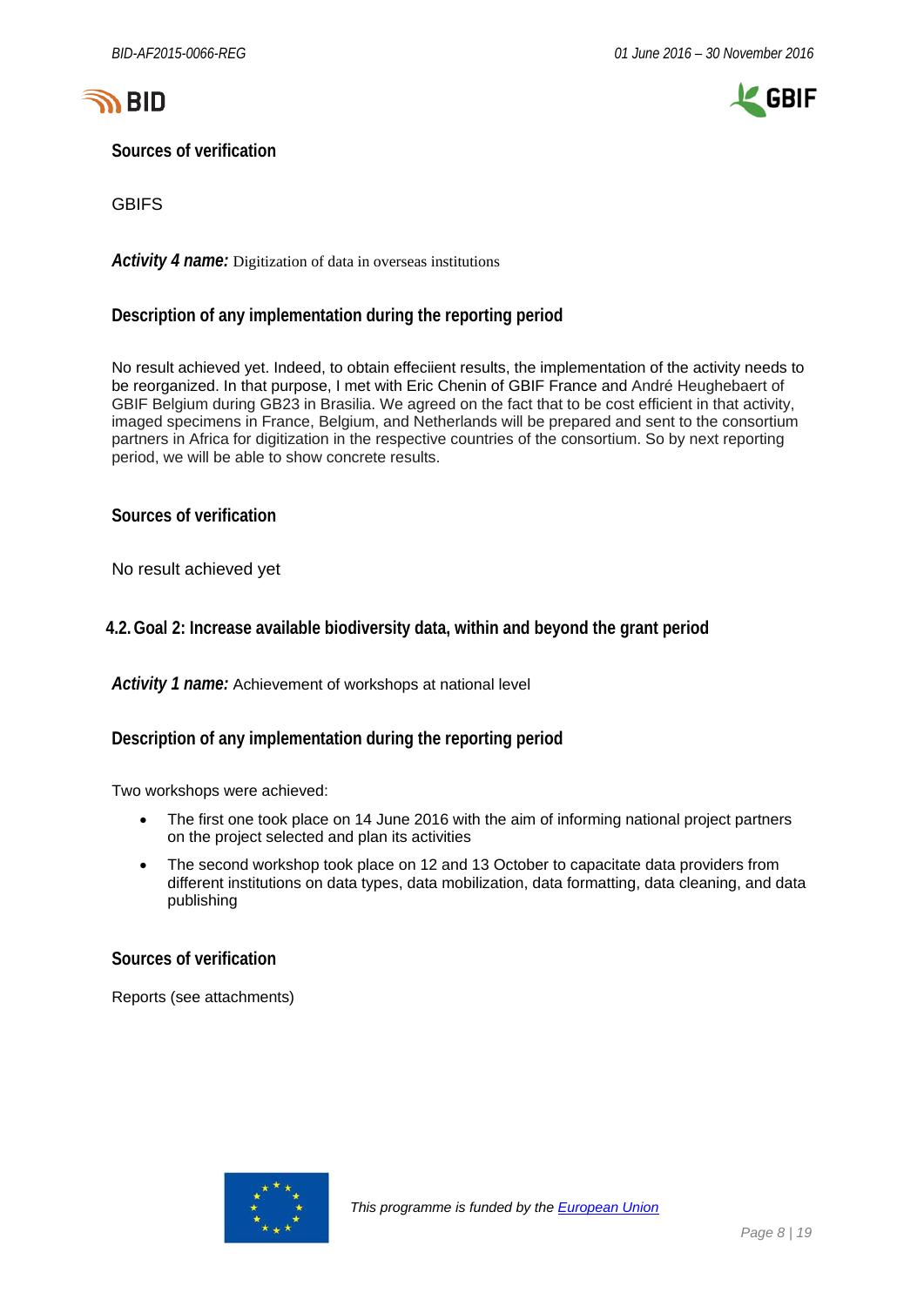### Sources of verification

GBIFS

***Activity 4 name:*** Digitization of data in overseas institutions

### Description of any implementation during the reporting period

No result achieved yet. Indeed, to obtain effeciient results, the implementation of the activity needs to be reorganized. In that purpose, I met with Eric Chenin of GBIF France and André Heughebaert of GBIF Belgium during GB23 in Brasilia. We agreed on the fact that to be cost efficient in that activity, imaged specimens in France, Belgium, and Netherlands will be prepared and sent to the consortium partners in Africa for digitization in the respective countries of the consortium. So by next reporting period, we will be able to show concrete results.

### Sources of verification

No result achieved yet

## 4.2. Goal 2: Increase available biodiversity data, within and beyond the grant period

***Activity 1 name:*** Achievement of workshops at national level

### Description of any implementation during the reporting period

Two workshops were achieved:

- The first one took place on 14 June 2016 with the aim of informing national project partners on the project selected and plan its activities
- The second workshop took place on 12 and 13 October to capacitate data providers from different institutions on data types, data mobilization, data formatting, data cleaning, and data publishing

### Sources of verification

Reports (see attachments)

*This programme is funded by the European Union*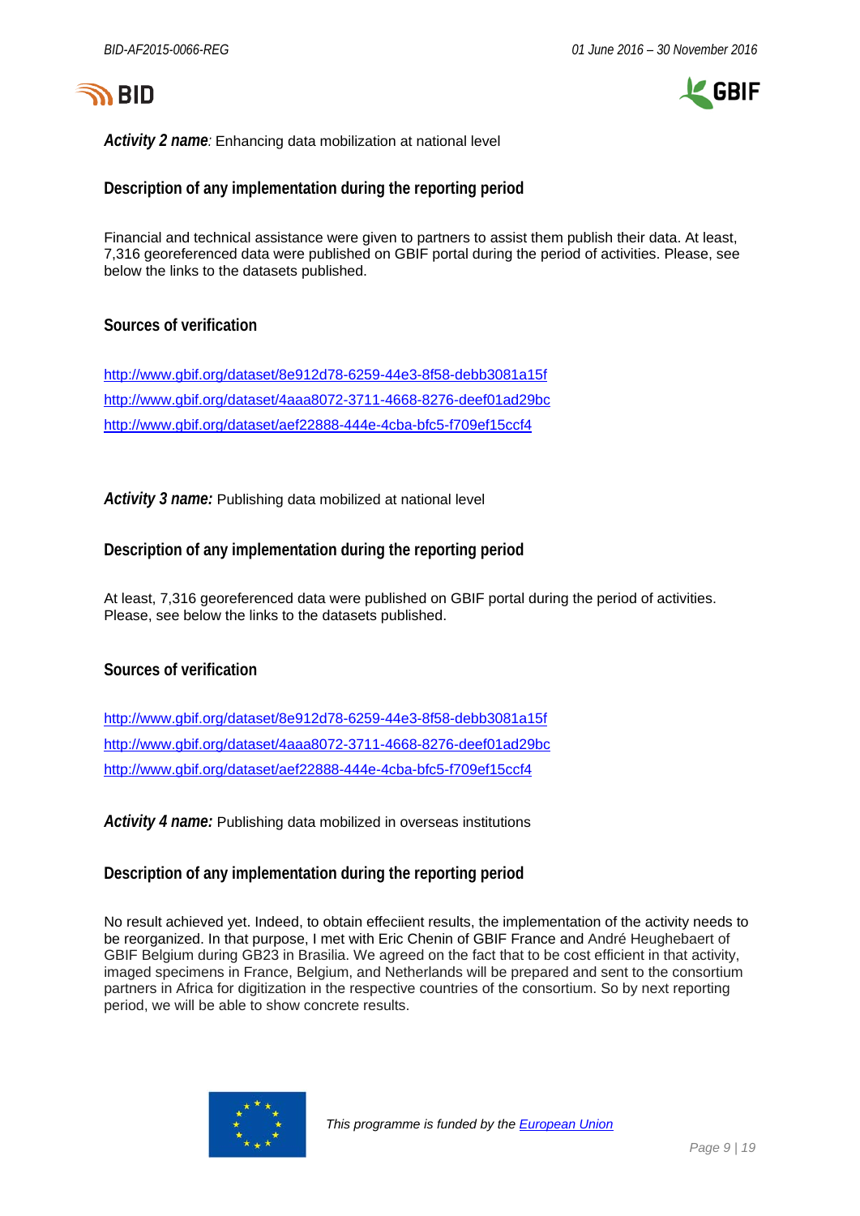***Activity 2 name**: Enhancing data mobilization at national level*

### Description of any implementation during the reporting period

Financial and technical assistance were given to partners to assist them publish their data. At least, 7,316 georeferenced data were published on GBIF portal during the period of activities. Please, see below the links to the datasets published.

### Sources of verification

http://www.gbif.org/dataset/8e912d78-6259-44e3-8f58-debb3081a15f

http://www.gbif.org/dataset/4aaa8072-3711-4668-8276-deef01ad29bc

http://www.gbif.org/dataset/aef22888-444e-4cba-bfc5-f709ef15ccf4

***Activity 3 name:*** Publishing data mobilized at national level

### Description of any implementation during the reporting period

At least, 7,316 georeferenced data were published on GBIF portal during the period of activities. Please, see below the links to the datasets published.

### Sources of verification

http://www.gbif.org/dataset/8e912d78-6259-44e3-8f58-debb3081a15f

http://www.gbif.org/dataset/4aaa8072-3711-4668-8276-deef01ad29bc

http://www.gbif.org/dataset/aef22888-444e-4cba-bfc5-f709ef15ccf4

***Activity 4 name:*** Publishing data mobilized in overseas institutions

### Description of any implementation during the reporting period

No result achieved yet. Indeed, to obtain effeciient results, the implementation of the activity needs to be reorganized. In that purpose, I met with Eric Chenin of GBIF France and André Heughebaert of GBIF Belgium during GB23 in Brasilia. We agreed on the fact that to be cost efficient in that activity, imaged specimens in France, Belgium, and Netherlands will be prepared and sent to the consortium partners in Africa for digitization in the respective countries of the consortium. So by next reporting period, we will be able to show concrete results.

*This programme is funded by the European Union*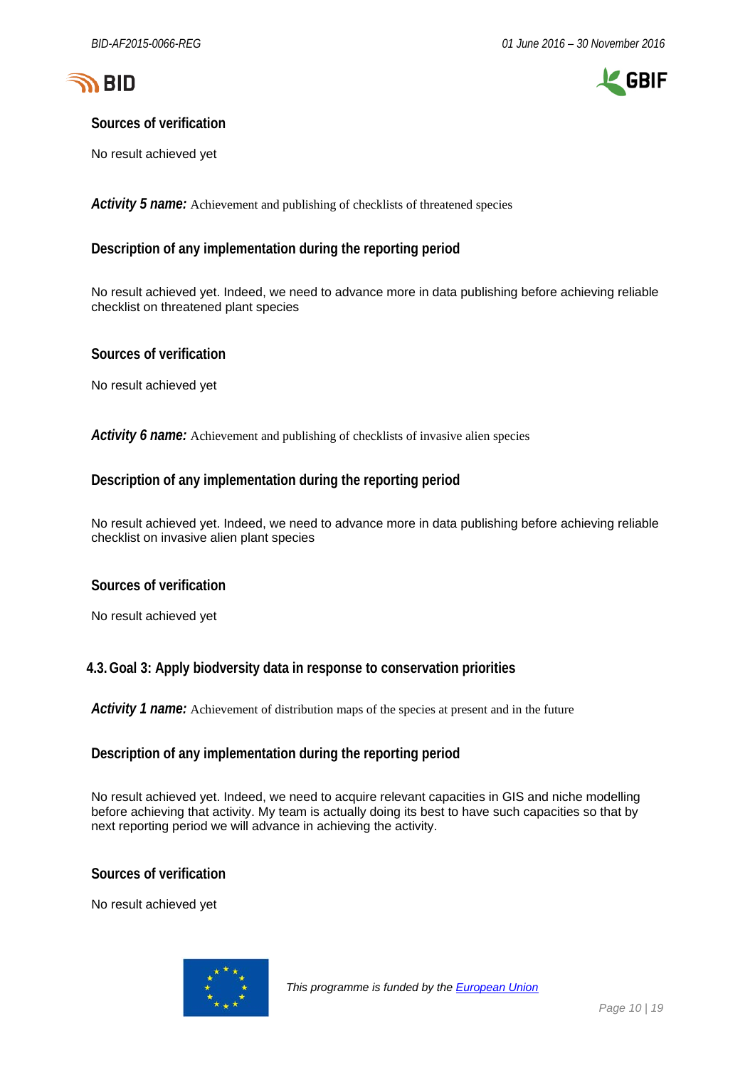### Sources of verification

No result achieved yet

***Activity 5 name:*** Achievement and publishing of checklists of threatened species

### Description of any implementation during the reporting period

No result achieved yet. Indeed, we need to advance more in data publishing before achieving reliable checklist on threatened plant species

### Sources of verification

No result achieved yet

***Activity 6 name:*** Achievement and publishing of checklists of invasive alien species

### Description of any implementation during the reporting period

No result achieved yet. Indeed, we need to advance more in data publishing before achieving reliable checklist on invasive alien plant species

### Sources of verification

No result achieved yet

## 4.3. Goal 3: Apply biodversity data in response to conservation priorities

***Activity 1 name:*** Achievement of distribution maps of the species at present and in the future

### Description of any implementation during the reporting period

No result achieved yet. Indeed, we need to acquire relevant capacities in GIS and niche modelling before achieving that activity. My team is actually doing its best to have such capacities so that by next reporting period we will advance in achieving the activity.

### Sources of verification

No result achieved yet

*This programme is funded by the European Union*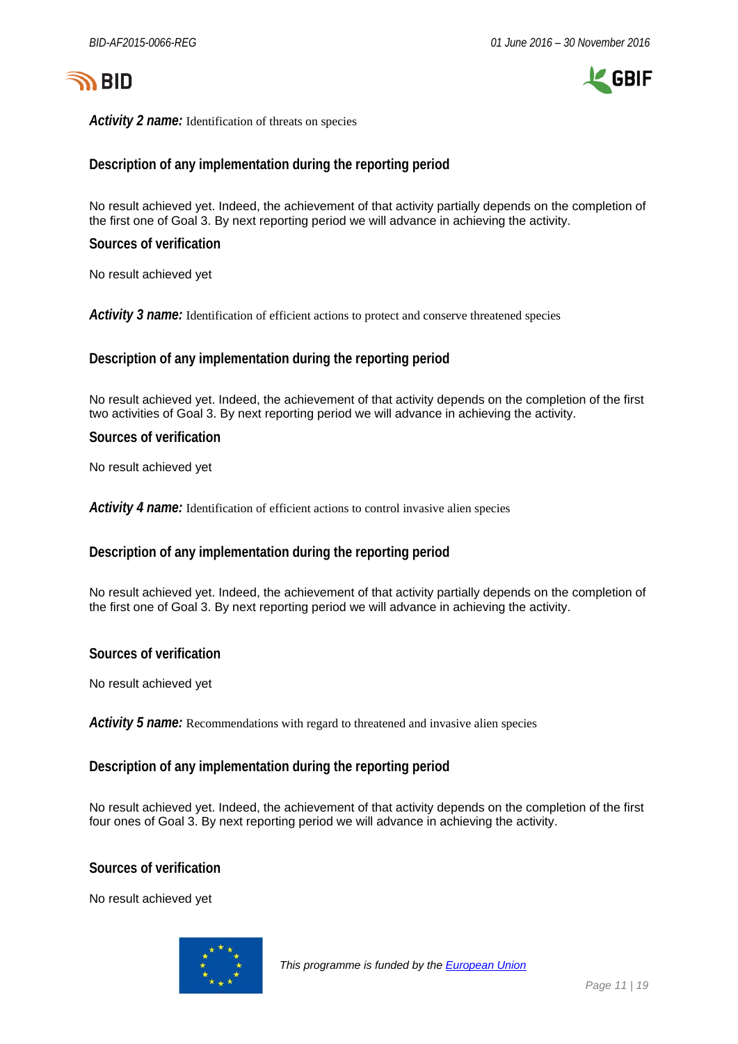***Activity 2 name:*** Identification of threats on species

### Description of any implementation during the reporting period

No result achieved yet. Indeed, the achievement of that activity partially depends on the completion of the first one of Goal 3. By next reporting period we will advance in achieving the activity.

### Sources of verification

No result achieved yet

***Activity 3 name:*** Identification of efficient actions to protect and conserve threatened species

### Description of any implementation during the reporting period

No result achieved yet. Indeed, the achievement of that activity depends on the completion of the first two activities of Goal 3. By next reporting period we will advance in achieving the activity.

### Sources of verification

No result achieved yet

***Activity 4 name:*** Identification of efficient actions to control invasive alien species

### Description of any implementation during the reporting period

No result achieved yet. Indeed, the achievement of that activity partially depends on the completion of the first one of Goal 3. By next reporting period we will advance in achieving the activity.

### Sources of verification

No result achieved yet

***Activity 5 name:*** Recommendations with regard to threatened and invasive alien species

### Description of any implementation during the reporting period

No result achieved yet. Indeed, the achievement of that activity depends on the completion of the first four ones of Goal 3. By next reporting period we will advance in achieving the activity.

### Sources of verification

No result achieved yet

*This programme is funded by the European Union*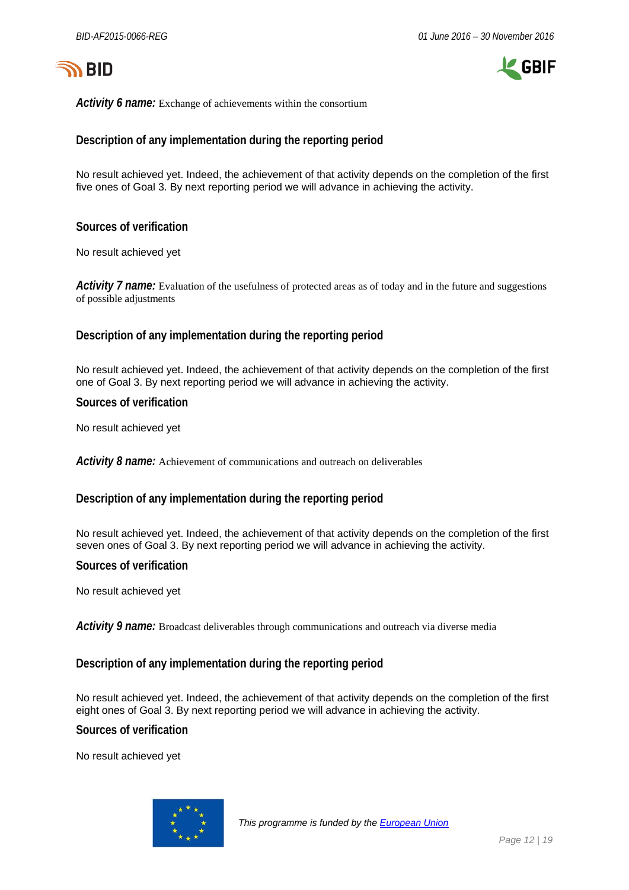***Activity 6 name:*** Exchange of achievements within the consortium

### Description of any implementation during the reporting period

No result achieved yet. Indeed, the achievement of that activity depends on the completion of the first five ones of Goal 3. By next reporting period we will advance in achieving the activity.

### Sources of verification

No result achieved yet

***Activity 7 name:*** Evaluation of the usefulness of protected areas as of today and in the future and suggestions of possible adjustments

### Description of any implementation during the reporting period

No result achieved yet. Indeed, the achievement of that activity depends on the completion of the first one of Goal 3. By next reporting period we will advance in achieving the activity.

### Sources of verification

No result achieved yet

***Activity 8 name:*** Achievement of communications and outreach on deliverables

### Description of any implementation during the reporting period

No result achieved yet. Indeed, the achievement of that activity depends on the completion of the first seven ones of Goal 3. By next reporting period we will advance in achieving the activity.

### Sources of verification

No result achieved yet

***Activity 9 name:*** Broadcast deliverables through communications and outreach via diverse media

### Description of any implementation during the reporting period

No result achieved yet. Indeed, the achievement of that activity depends on the completion of the first eight ones of Goal 3. By next reporting period we will advance in achieving the activity.

### Sources of verification

No result achieved yet

*This programme is funded by the European Union*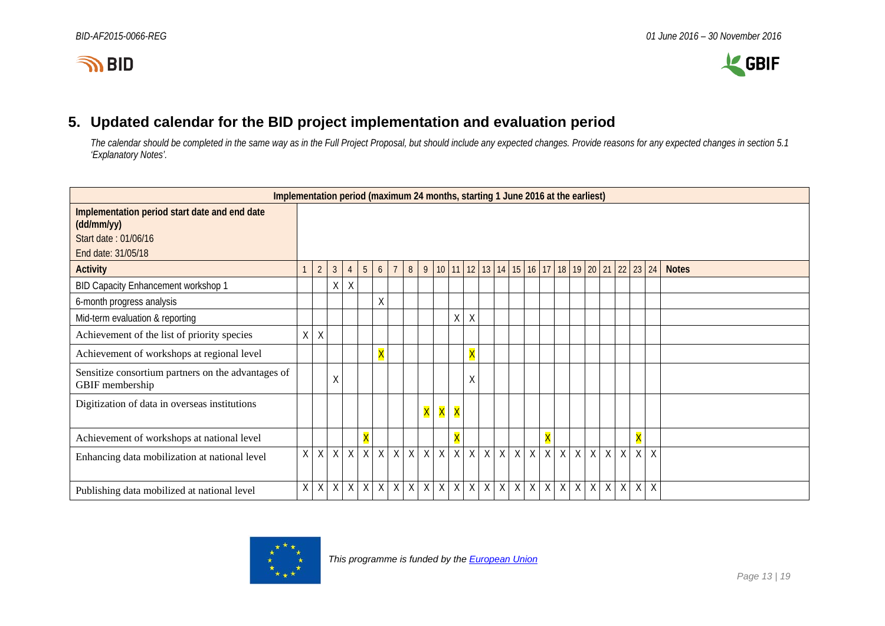## 5. Updated calendar for the BID project implementation and evaluation period

*The calendar should be completed in the same way as in the Full Project Proposal, but should include any expected changes. Provide reasons for any expected changes in section 5.1 'Explanatory Notes'.*

| Implementation period (maximum 24 months, starting 1 June 2016 at the earliest) | | | | | | | | | | | | | | | | | | | | | | | | | |
|---|---|---|---|---|---|---|---|---|---|---|---|---|---|---|---|---|---|---|---|---|---|---|---|---|---|
| **Implementation period start date and end date (dd/mm/yy)**<br>Start date : 01/06/16<br>End date: 31/05/18 | | | | | | | | | | | | | | | | | | | | | | | | | |
| **Activity** | 1 | 2 | 3 | 4 | 5 | 6 | 7 | 8 | 9 | 10 | 11 | 12 | 13 | 14 | 15 | 16 | 17 | 18 | 19 | 20 | 21 | 22 | 23 | 24 | **Notes** |
| BID Capacity Enhancement workshop 1 | | | X | X | | | | | | | | | | | | | | | | | | | | | |
| 6-month progress analysis | | | | | | X | | | | | | | | | | | | | | | | | | | |
| Mid-term evaluation & reporting | | | | | | | | | | | X | X | | | | | | | | | | | | | |
| Achievement of the list of priority species | X | X | | | | | | | | | | | | | | | | | | | | | | | |
| Achievement of workshops at regional level | | | | | | X | | | | | | X | | | | | | | | | | | | | |
| Sensitize consortium partners on the advantages of GBIF membership | | | X | | | | | | | | | X | | | | | | | | | | | | | |
| Digitization of data in overseas institutions | | | | | | | | | X | X | X | | | | | | | | | | | | | | |
| Achievement of workshops at national level | | | | | X | | | | | | X | | | | | | X | | | | | | X | | |
| Enhancing data mobilization at national level | X | X | X | X | X | X | X | X | X | X | X | X | X | X | X | X | X | X | X | X | X | X | X | X | |
| Publishing data mobilized at national level | X | X | X | X | X | X | X | X | X | X | X | X | X | X | X | X | X | X | X | X | X | X | X | X | |

*This programme is funded by the European Union*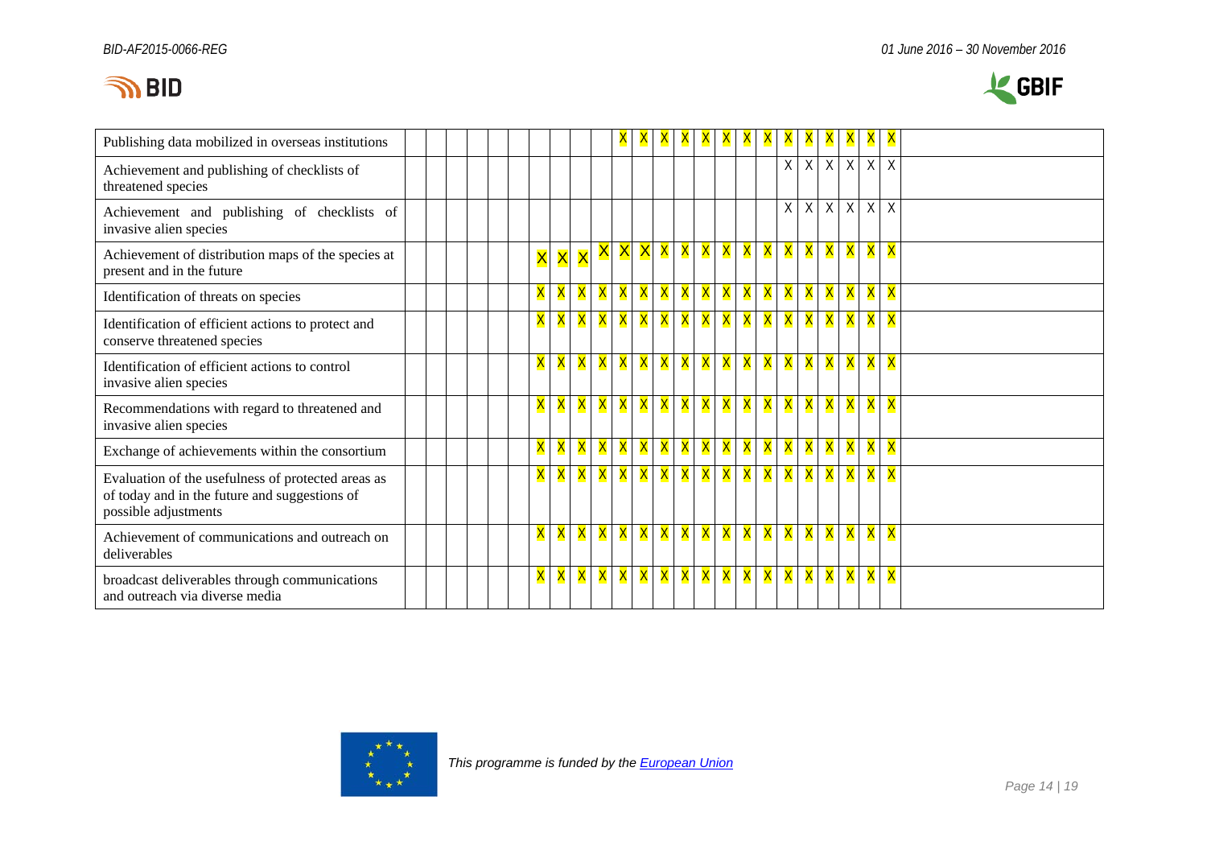| | | | | | | | | | | | | | | | | | | | | | | | | | |
|---|---|---|---|---|---|---|---|---|---|---|---|---|---|---|---|---|---|---|---|---|---|---|---|---|---|
| Publishing data mobilized in overseas institutions | | | | | | | | | | | X | X | X | X | X | X | X | X | X | X | X | X | X | X | |
| Achievement and publishing of checklists of threatened species | | | | | | | | | | | | | | | | | | | X | X | X | X | X | X | |
| Achievement and publishing of checklists of invasive alien species | | | | | | | | | | | | | | | | | | | X | X | X | X | X | X | |
| Achievement of distribution maps of the species at present and in the future | | | | | | | X | X | X | X | X | X | X | X | X | X | X | X | X | X | X | X | X | X | |
| Identification of threats on species | | | | | | | X | X | X | X | X | X | X | X | X | X | X | X | X | X | X | X | X | X | |
| Identification of efficient actions to protect and conserve threatened species | | | | | | | X | X | X | X | X | X | X | X | X | X | X | X | X | X | X | X | X | X | |
| Identification of efficient actions to control invasive alien species | | | | | | | X | X | X | X | X | X | X | X | X | X | X | X | X | X | X | X | X | X | |
| Recommendations with regard to threatened and invasive alien species | | | | | | | X | X | X | X | X | X | X | X | X | X | X | X | X | X | X | X | X | X | |
| Exchange of achievements within the consortium | | | | | | | X | X | X | X | X | X | X | X | X | X | X | X | X | X | X | X | X | X | |
| Evaluation of the usefulness of protected areas as of today and in the future and suggestions of possible adjustments | | | | | | | X | X | X | X | X | X | X | X | X | X | X | X | X | X | X | X | X | X | |
| Achievement of communications and outreach on deliverables | | | | | | | X | X | X | X | X | X | X | X | X | X | X | X | X | X | X | X | X | X | |
| broadcast deliverables through communications and outreach via diverse media | | | | | | | X | X | X | X | X | X | X | X | X | X | X | X | X | X | X | X | X | X | |

*This programme is funded by the European Union*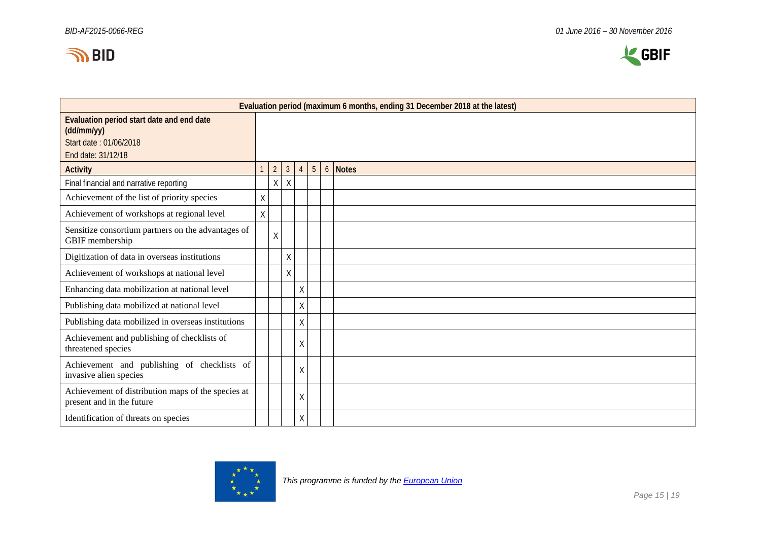| Evaluation period (maximum 6 months, ending 31 December 2018 at the latest) | | | | | | | |
|---|---|---|---|---|---|---|---|
| **Evaluation period start date and end date (dd/mm/yy)**<br>Start date : 01/06/2018<br>End date: 31/12/18 | | | | | | | |
| **Activity** | 1 | 2 | 3 | 4 | 5 | 6 | **Notes** |
| Final financial and narrative reporting | | X | X | | | | |
| Achievement of the list of priority species | X | | | | | | |
| Achievement of workshops at regional level | X | | | | | | |
| Sensitize consortium partners on the advantages of GBIF membership | | X | | | | | |
| Digitization of data in overseas institutions | | | X | | | | |
| Achievement of workshops at national level | | | X | | | | |
| Enhancing data mobilization at national level | | | | X | | | |
| Publishing data mobilized at national level | | | | X | | | |
| Publishing data mobilized in overseas institutions | | | | X | | | |
| Achievement and publishing of checklists of threatened species | | | | X | | | |
| Achievement and publishing of checklists of invasive alien species | | | | X | | | |
| Achievement of distribution maps of the species at present and in the future | | | | X | | | |
| Identification of threats on species | | | | X | | | |

*This programme is funded by the European Union*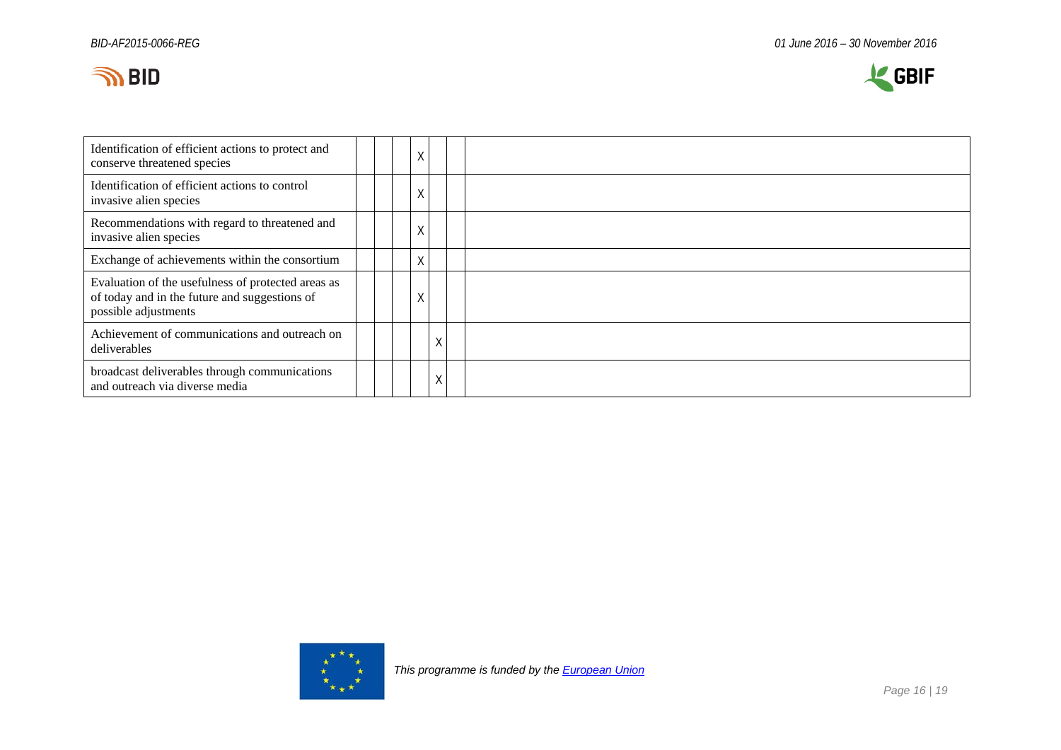| | | | | | | |
|---|---|---|---|---|---|---|
| Identification of efficient actions to protect and conserve threatened species | | | X | | | |
| Identification of efficient actions to control invasive alien species | | | X | | | |
| Recommendations with regard to threatened and invasive alien species | | | X | | | |
| Exchange of achievements within the consortium | | | X | | | |
| Evaluation of the usefulness of protected areas as of today and in the future and suggestions of possible adjustments | | | X | | | |
| Achievement of communications and outreach on deliverables | | | | X | | |
| broadcast deliverables through communications and outreach via diverse media | | | | X | | |

*This programme is funded by the [European Union](#)*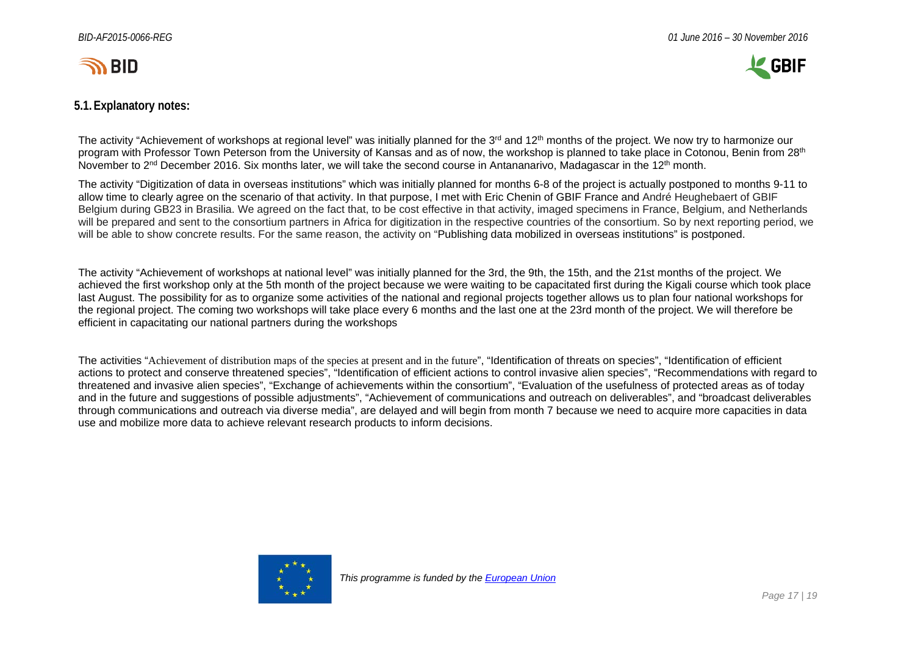## 5.1. Explanatory notes:

The activity "Achievement of workshops at regional level" was initially planned for the 3rd and 12th months of the project. We now try to harmonize our program with Professor Town Peterson from the University of Kansas and as of now, the workshop is planned to take place in Cotonou, Benin from 28th November to 2nd December 2016. Six months later, we will take the second course in Antananarivo, Madagascar in the 12th month.

The activity "Digitization of data in overseas institutions" which was initially planned for months 6-8 of the project is actually postponed to months 9-11 to allow time to clearly agree on the scenario of that activity. In that purpose, I met with Eric Chenin of GBIF France and André Heughebaert of GBIF Belgium during GB23 in Brasilia. We agreed on the fact that, to be cost effective in that activity, imaged specimens in France, Belgium, and Netherlands will be prepared and sent to the consortium partners in Africa for digitization in the respective countries of the consortium. So by next reporting period, we will be able to show concrete results. For the same reason, the activity on "Publishing data mobilized in overseas institutions" is postponed.

The activity "Achievement of workshops at national level" was initially planned for the 3rd, the 9th, the 15th, and the 21st months of the project. We achieved the first workshop only at the 5th month of the project because we were waiting to be capacitated first during the Kigali course which took place last August. The possibility for as to organize some activities of the national and regional projects together allows us to plan four national workshops for the regional project. The coming two workshops will take place every 6 months and the last one at the 23rd month of the project. We will therefore be efficient in capacitating our national partners during the workshops

The activities "Achievement of distribution maps of the species at present and in the future", "Identification of threats on species", "Identification of efficient actions to protect and conserve threatened species", "Identification of efficient actions to control invasive alien species", "Recommendations with regard to threatened and invasive alien species", "Exchange of achievements within the consortium", "Evaluation of the usefulness of protected areas as of today and in the future and suggestions of possible adjustments", "Achievement of communications and outreach on deliverables", and "broadcast deliverables through communications and outreach via diverse media", are delayed and will begin from month 7 because we need to acquire more capacities in data use and mobilize more data to achieve relevant research products to inform decisions.

*This programme is funded by the European Union*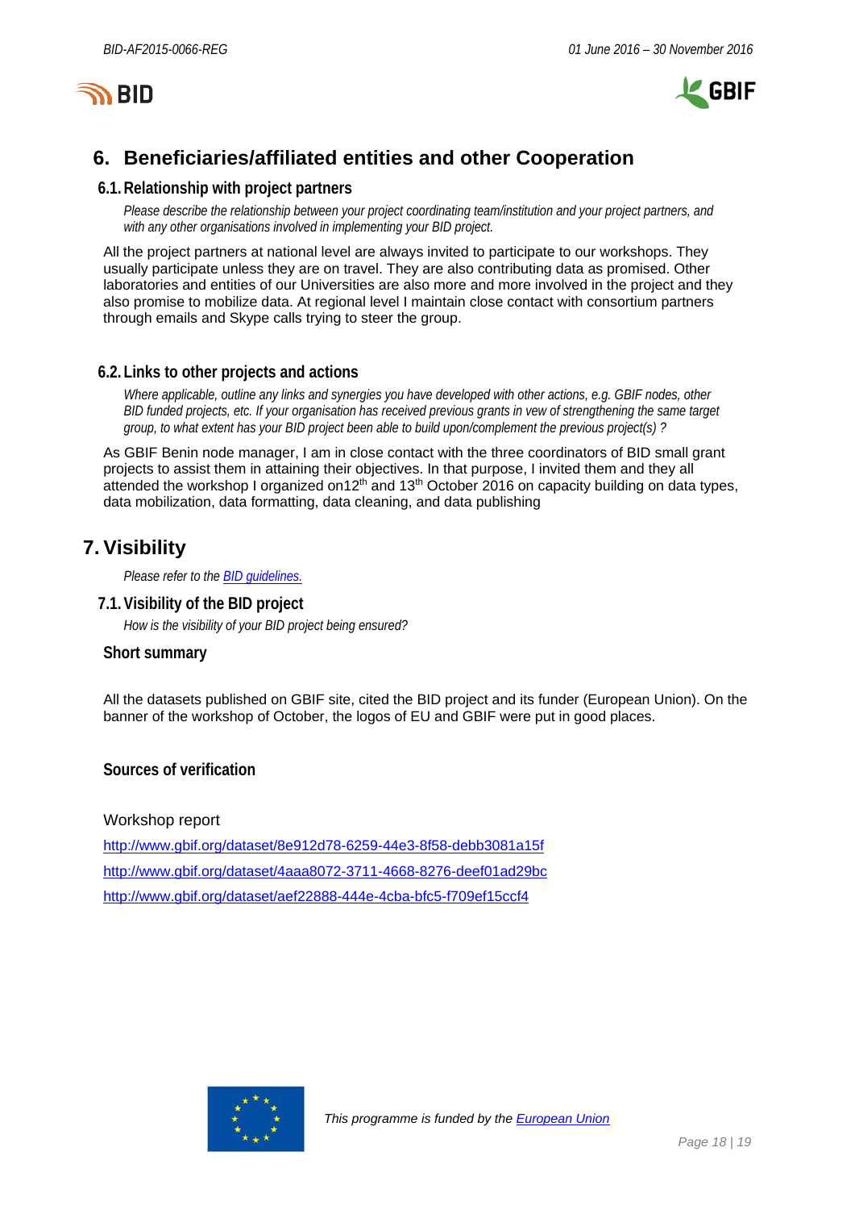## 6. Beneficiaries/affiliated entities and other Cooperation

### 6.1. Relationship with project partners

*Please describe the relationship between your project coordinating team/institution and your project partners, and with any other organisations involved in implementing your BID project.*

All the project partners at national level are always invited to participate to our workshops. They usually participate unless they are on travel. They are also contributing data as promised. Other laboratories and entities of our Universities are also more and more involved in the project and they also promise to mobilize data. At regional level I maintain close contact with consortium partners through emails and Skype calls trying to steer the group.

### 6.2. Links to other projects and actions

*Where applicable, outline any links and synergies you have developed with other actions, e.g. GBIF nodes, other BID funded projects, etc. If your organisation has received previous grants in vew of strengthening the same target group, to what extent has your BID project been able to build upon/complement the previous project(s) ?*

As GBIF Benin node manager, I am in close contact with the three coordinators of BID small grant projects to assist them in attaining their objectives. In that purpose, I invited them and they all attended the workshop I organized on12th and 13th October 2016 on capacity building on data types, data mobilization, data formatting, data cleaning, and data publishing

## 7. Visibility

*Please refer to the [BID guidelines.](BID guidelines)*

### 7.1. Visibility of the BID project

*How is the visibility of your BID project being ensured?*

#### Short summary

All the datasets published on GBIF site, cited the BID project and its funder (European Union). On the banner of the workshop of October, the logos of EU and GBIF were put in good places.

#### Sources of verification

Workshop report

http://www.gbif.org/dataset/8e912d78-6259-44e3-8f58-debb3081a15f

http://www.gbif.org/dataset/4aaa8072-3711-4668-8276-deef01ad29bc

http://www.gbif.org/dataset/aef22888-444e-4cba-bfc5-f709ef15ccf4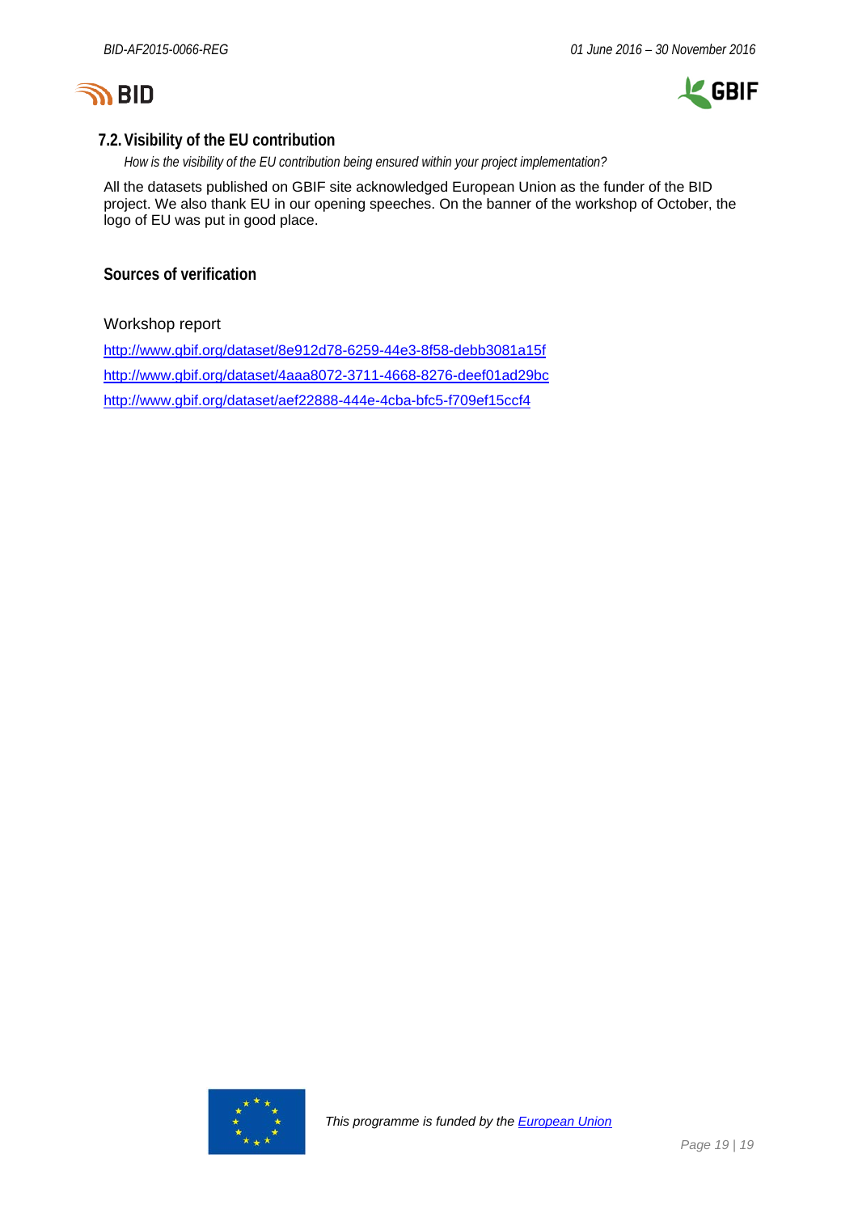### 7.2. Visibility of the EU contribution

*How is the visibility of the EU contribution being ensured within your project implementation?*

All the datasets published on GBIF site acknowledged European Union as the funder of the BID project. We also thank EU in our opening speeches. On the banner of the workshop of October, the logo of EU was put in good place.

#### Sources of verification

Workshop report

http://www.gbif.org/dataset/8e912d78-6259-44e3-8f58-debb3081a15f

http://www.gbif.org/dataset/4aaa8072-3711-4668-8276-deef01ad29bc

http://www.gbif.org/dataset/aef22888-444e-4cba-bfc5-f709ef15ccf4